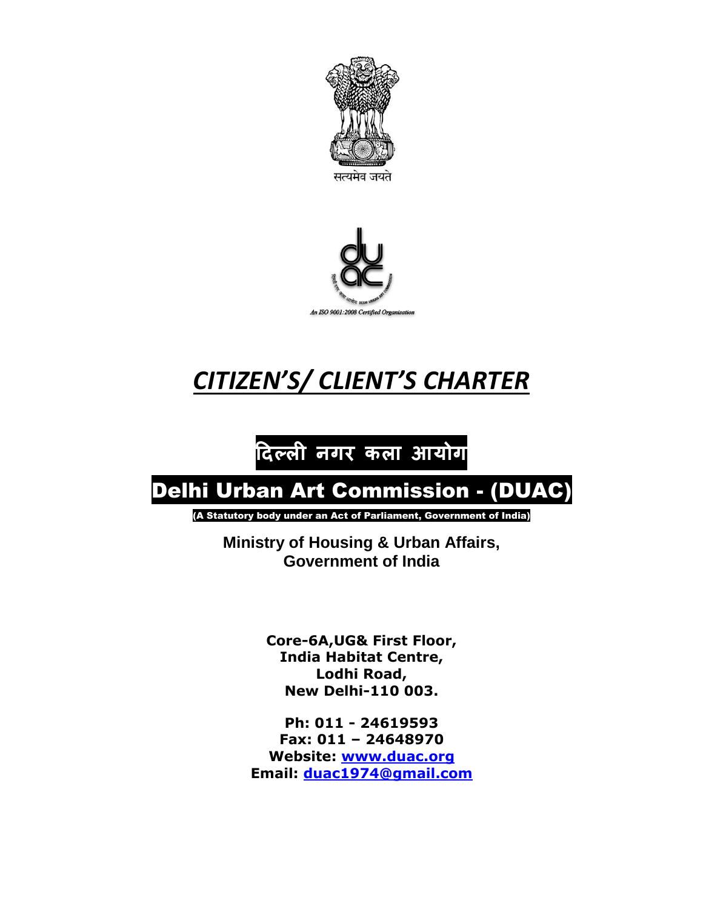सत्यमेव जयते

An ISO 9001:2008 Certified Organisation

# *CITIZEN'S/ CLIENT'S CHARTER*

## दिल्ली नगर कला आयोग

## Delhi Urban Art Commission - (DUAC)

**(A Statutory body under an Act of Parliament, Government of India)**

**Ministry of Housing & Urban Affairs,**
**Government of India**

**Core-6A,UG& First Floor,**
**India Habitat Centre,**
**Lodhi Road,**
**New Delhi-110 003.**

**Ph: 011 - 24619593**
**Fax: 011 – 24648970**
**Website: [www.duac.org](http://www.duac.org)**
**Email: [duac1974@gmail.com](mailto:duac1974@gmail.com)**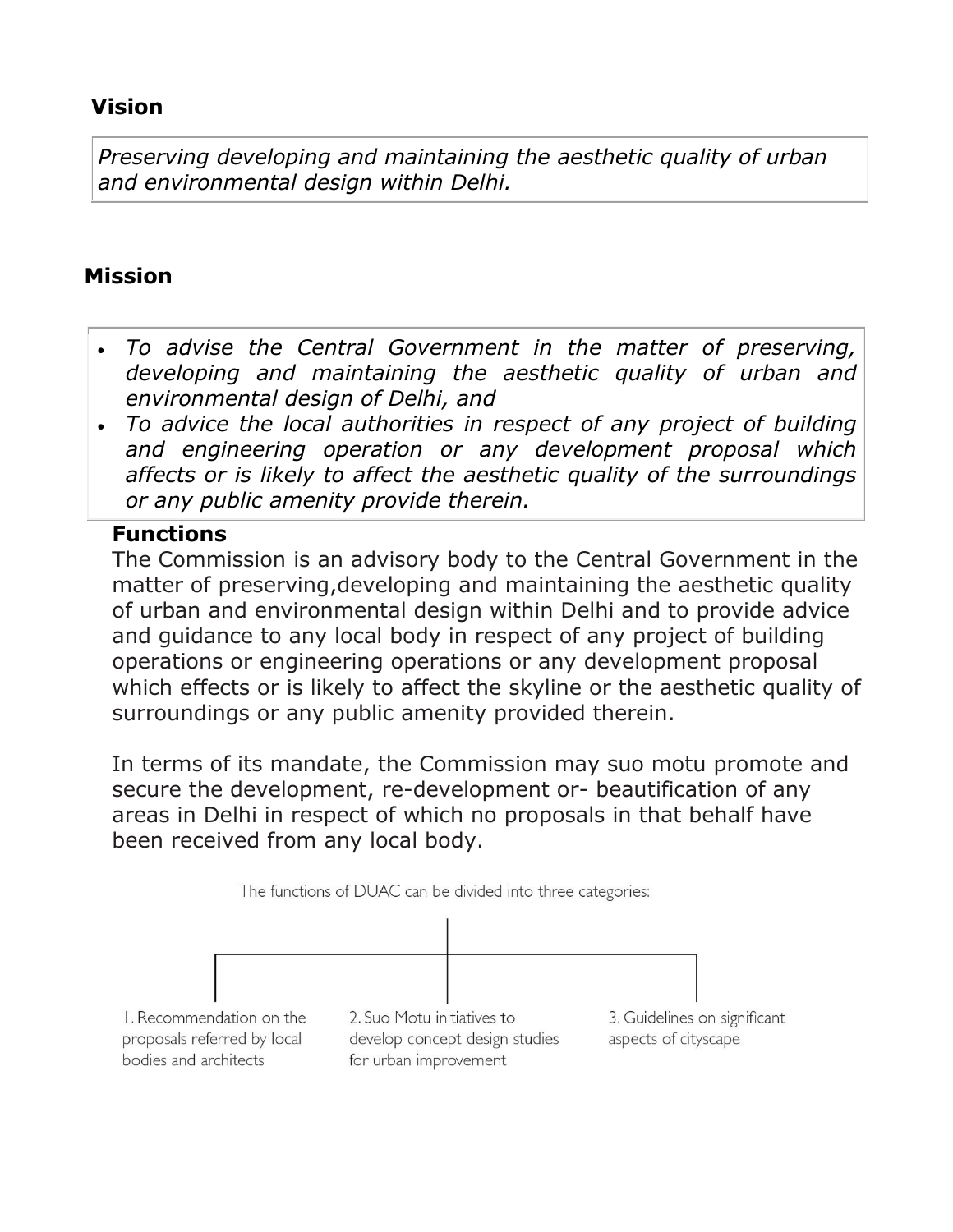## Vision

*Preserving developing and maintaining the aesthetic quality of urban and environmental design within Delhi.*

## Mission

- *To advise the Central Government in the matter of preserving, developing and maintaining the aesthetic quality of urban and environmental design of Delhi, and*
- *To advice the local authorities in respect of any project of building and engineering operation or any development proposal which affects or is likely to affect the aesthetic quality of the surroundings or any public amenity provide therein.*

### Functions

The Commission is an advisory body to the Central Government in the matter of preserving,developing and maintaining the aesthetic quality of urban and environmental design within Delhi and to provide advice and guidance to any local body in respect of any project of building operations or engineering operations or any development proposal which effects or is likely to affect the skyline or the aesthetic quality of surroundings or any public amenity provided therein.

In terms of its mandate, the Commission may suo motu promote and secure the development, re-development or- beautification of any areas in Delhi in respect of which no proposals in that behalf have been received from any local body.

The functions of DUAC can be divided into three categories:

1. Recommendation on the proposals referred by local bodies and architects
2. Suo Motu initiatives to develop concept design studies for urban improvement
3. Guidelines on significant aspects of cityscape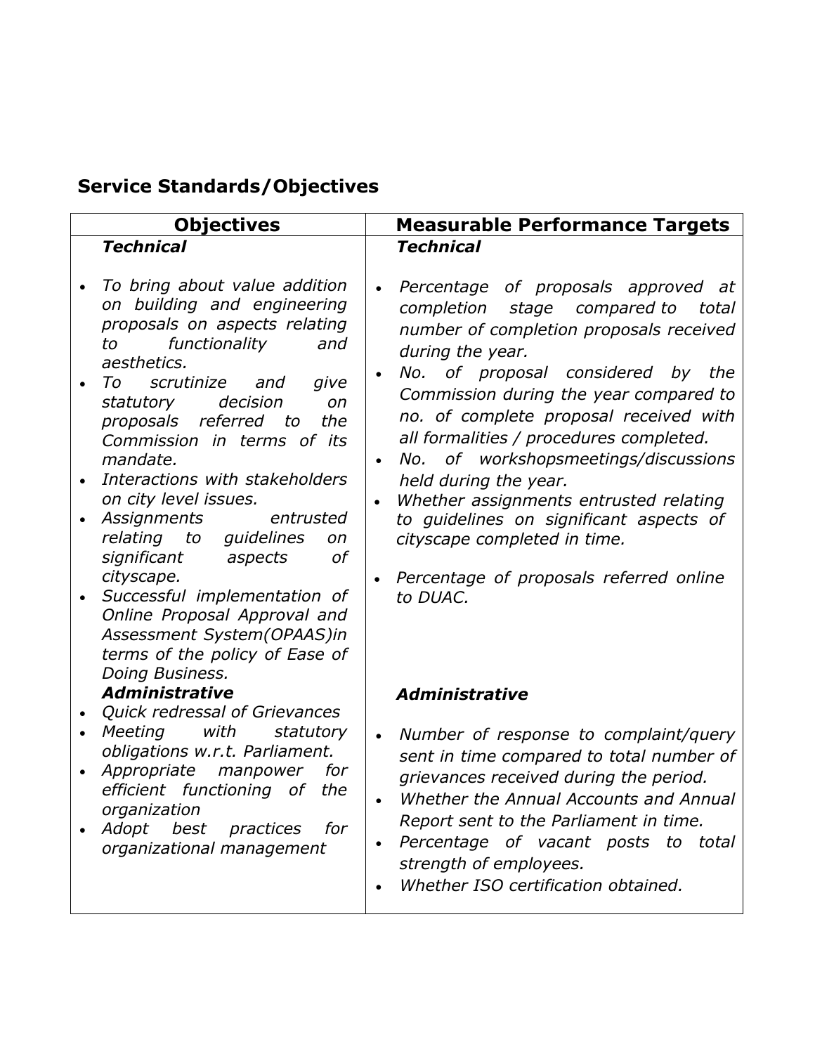## Service Standards/Objectives

| Objectives | Measurable Performance Targets |
|---|---|
| ***Technical*** | ***Technical*** |
| • *To bring about value addition on building and engineering proposals on aspects relating to functionality and aesthetics.*<br>• *To scrutinize and give statutory decision on proposals referred to the Commission in terms of its mandate.*<br>• *Interactions with stakeholders on city level issues.*<br>• *Assignments entrusted relating to guidelines on significant aspects of cityscape.*<br>• *Successful implementation of Online Proposal Approval and Assessment System(OPAAS)in terms of the policy of Ease of Doing Business.* | • *Percentage of proposals approved at completion stage compared to total number of completion proposals received during the year.*<br>• *No. of proposal considered by the Commission during the year compared to no. of complete proposal received with all formalities / procedures completed.*<br>• *No. of workshopsmeetings/discussions held during the year.*<br>• *Whether assignments entrusted relating to guidelines on significant aspects of cityscape completed in time.*<br>• *Percentage of proposals referred online to DUAC.* |
| ***Administrative*** | ***Administrative*** |
| • *Quick redressal of Grievances*<br>• *Meeting with statutory obligations w.r.t. Parliament.*<br>• *Appropriate manpower for efficient functioning of the organization*<br>• *Adopt best practices for organizational management* | • *Number of response to complaint/query sent in time compared to total number of grievances received during the period.*<br>• *Whether the Annual Accounts and Annual Report sent to the Parliament in time.*<br>• *Percentage of vacant posts to total strength of employees.*<br>• *Whether ISO certification obtained.* |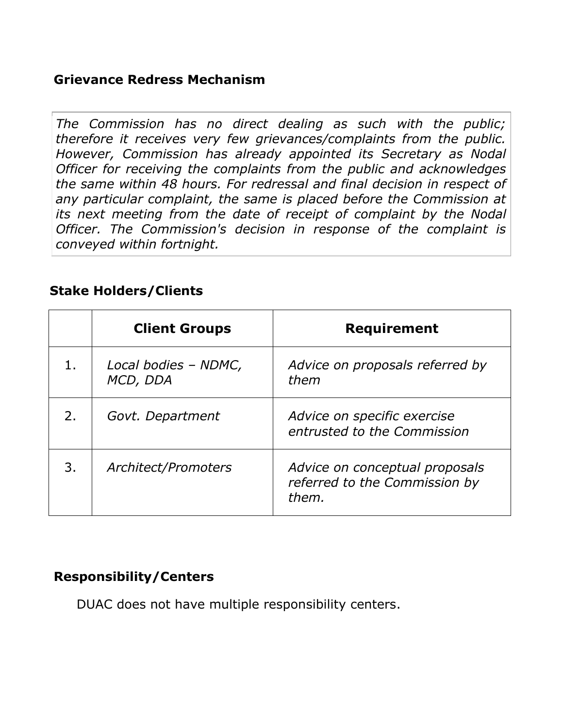## Grievance Redress Mechanism

*The Commission has no direct dealing as such with the public; therefore it receives very few grievances/complaints from the public. However, Commission has already appointed its Secretary as Nodal Officer for receiving the complaints from the public and acknowledges the same within 48 hours. For redressal and final decision in respect of any particular complaint, the same is placed before the Commission at its next meeting from the date of receipt of complaint by the Nodal Officer. The Commission's decision in response of the complaint is conveyed within fortnight.*

## Stake Holders/Clients

| | Client Groups | Requirement |
|---|---|---|
| 1. | *Local bodies – NDMC, MCD, DDA* | *Advice on proposals referred by them* |
| 2. | *Govt. Department* | *Advice on specific exercise entrusted to the Commission* |
| 3. | *Architect/Promoters* | *Advice on conceptual proposals referred to the Commission by them.* |

## Responsibility/Centers

DUAC does not have multiple responsibility centers.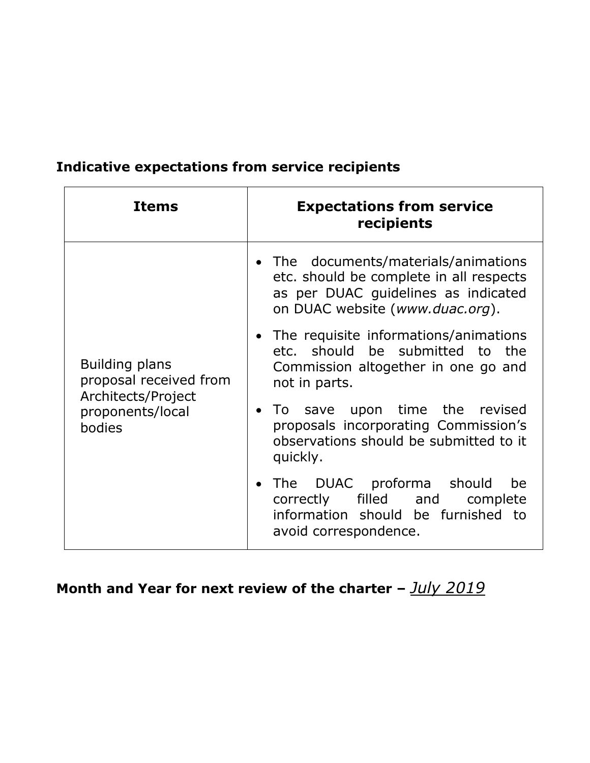## Indicative expectations from service recipients

| Items | Expectations from service recipients |
|---|---|
| Building plans proposal received from Architects/Project proponents/local bodies | • The documents/materials/animations etc. should be complete in all respects as per DUAC guidelines as indicated on DUAC website (*www.duac.org*).<br>• The requisite informations/animations etc. should be submitted to the Commission altogether in one go and not in parts.<br>• To save upon time the revised proposals incorporating Commission's observations should be submitted to it quickly.<br>• The DUAC proforma should be correctly filled and complete information should be furnished to avoid correspondence. |

**Month and Year for next review of the charter –** *July 2019*